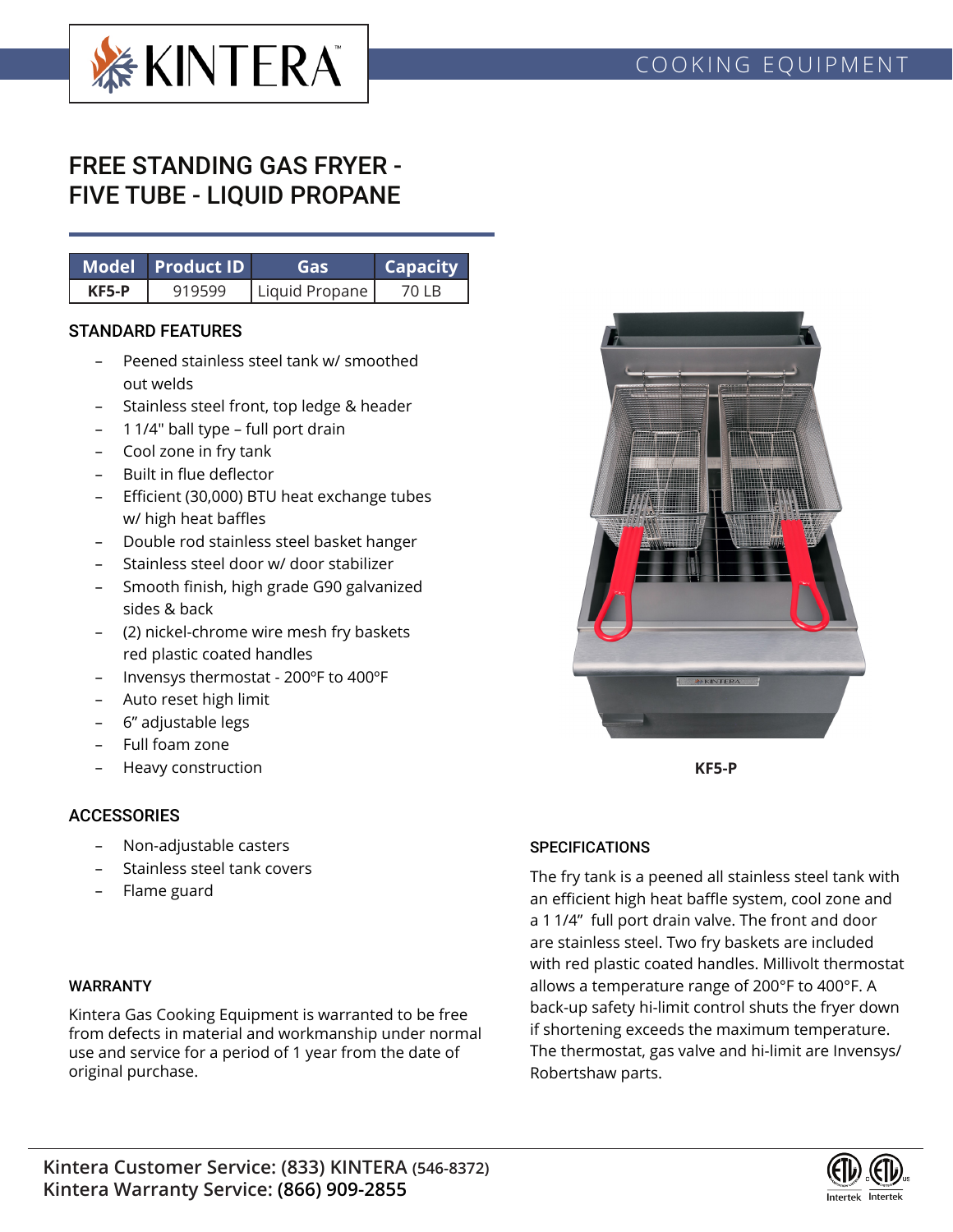KINTERA

COOKING EQUIPMENT

# FREE STANDING GAS FRYER - FIVE TUBE - LIQUID PROPANE

| Model | Product ID | Gas | Capacity |
|---|---|---|---|
| **KF5-P** | 919599 | Liquid Propane | 70 LB |

## STANDARD FEATURES

- Peened stainless steel tank w/ smoothed out welds
- Stainless steel front, top ledge & header
- 1 1/4" ball type – full port drain
- Cool zone in fry tank
- Built in flue deflector
- Efficient (30,000) BTU heat exchange tubes w/ high heat baffles
- Double rod stainless steel basket hanger
- Stainless steel door w/ door stabilizer
- Smooth finish, high grade G90 galvanized sides & back
- (2) nickel-chrome wire mesh fry baskets red plastic coated handles
- Invensys thermostat - 200ºF to 400ºF
- Auto reset high limit
- 6" adjustable legs
- Full foam zone
- Heavy construction

**KF5-P**

## ACCESSORIES

- Non-adjustable casters
- Stainless steel tank covers
- Flame guard

## SPECIFICATIONS

The fry tank is a peened all stainless steel tank with an efficient high heat baffle system, cool zone and a 1 1/4" full port drain valve. The front and door are stainless steel. Two fry baskets are included with red plastic coated handles. Millivolt thermostat allows a temperature range of 200°F to 400°F. A back-up safety hi-limit control shuts the fryer down if shortening exceeds the maximum temperature. The thermostat, gas valve and hi-limit are Invensys/ Robertshaw parts.

## WARRANTY

Kintera Gas Cooking Equipment is warranted to be free from defects in material and workmanship under normal use and service for a period of 1 year from the date of original purchase.

**Kintera Customer Service: (833) KINTERA (546-8372)**
**Kintera Warranty Service: (866) 909-2855**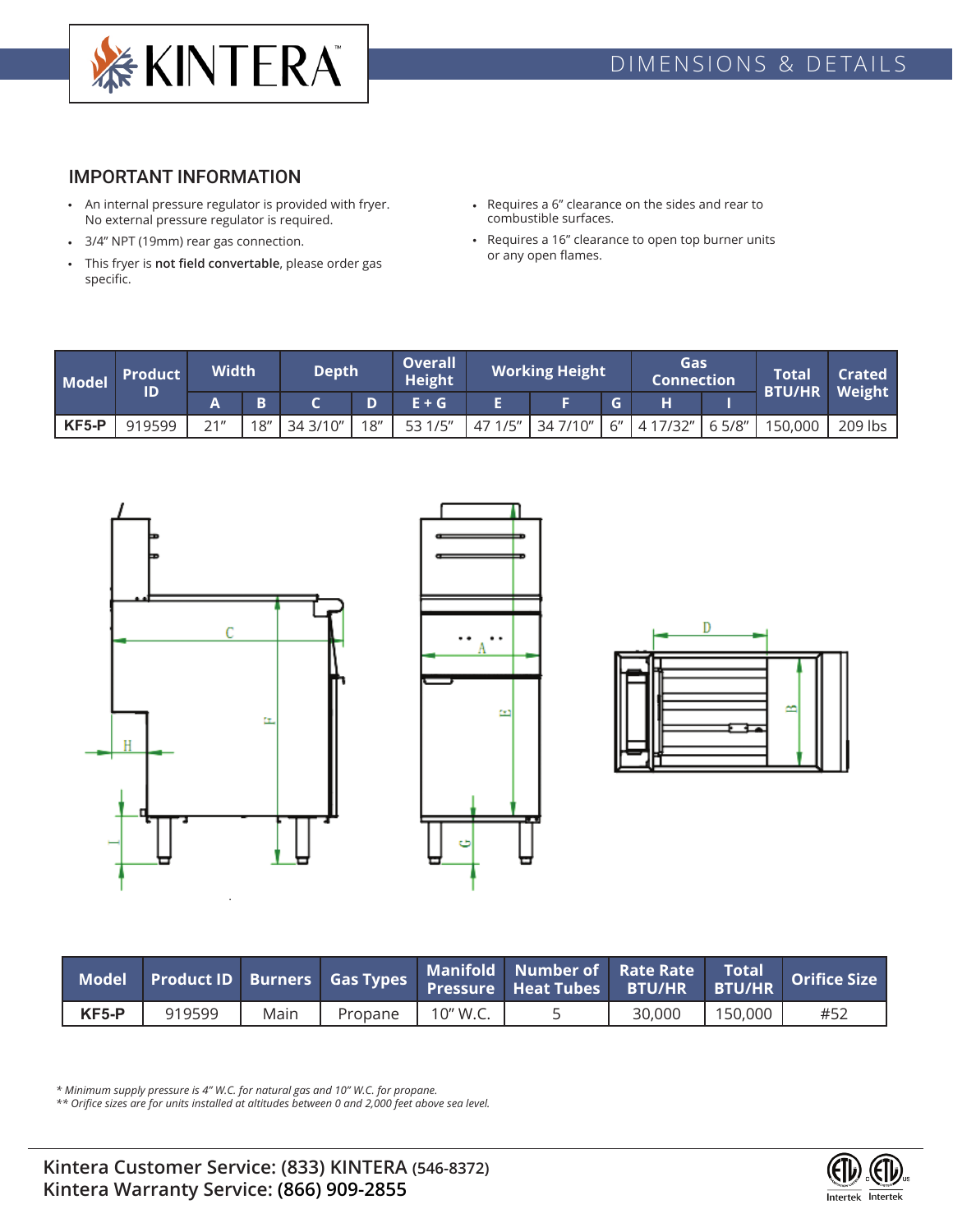## IMPORTANT INFORMATION

- An internal pressure regulator is provided with fryer. No external pressure regulator is required.
- 3/4" NPT (19mm) rear gas connection.
- This fryer is **not field convertable**, please order gas specific.
- Requires a 6" clearance on the sides and rear to combustible surfaces.
- Requires a 16" clearance to open top burner units or any open flames.

| Model | Product ID | Width | | Depth | | Overall Height | Working Height | | | Gas Connection | | Total BTU/HR | Crated Weight |
|---|---|---|---|---|---|---|---|---|---|---|---|---|---|
| | | A | B | C | D | E + G | E | F | G | H | I | | |
| **KF5-P** | 919599 | 21" | 18" | 34 3/10" | 18" | 53 1/5" | 47 1/5" | 34 7/10" | 6" | 4 17/32" | 6 5/8" | 150,000 | 209 lbs |

C
H
F
I
A
E
G
D
B

| Model | Product ID | Burners | Gas Types | Manifold Pressure | Number of Heat Tubes | Rate Rate BTU/HR | Total BTU/HR | Orifice Size |
|---|---|---|---|---|---|---|---|---|
| **KF5-P** | 919599 | Main | Propane | 10" W.C. | 5 | 30,000 | 150,000 | #52 |

*\* Minimum supply pressure is 4" W.C. for natural gas and 10" W.C. for propane.*
*\*\* Orifice sizes are for units installed at altitudes between 0 and 2,000 feet above sea level.*

**Kintera Customer Service: (833) KINTERA (546-8372)**
**Kintera Warranty Service: (866) 909-2855**